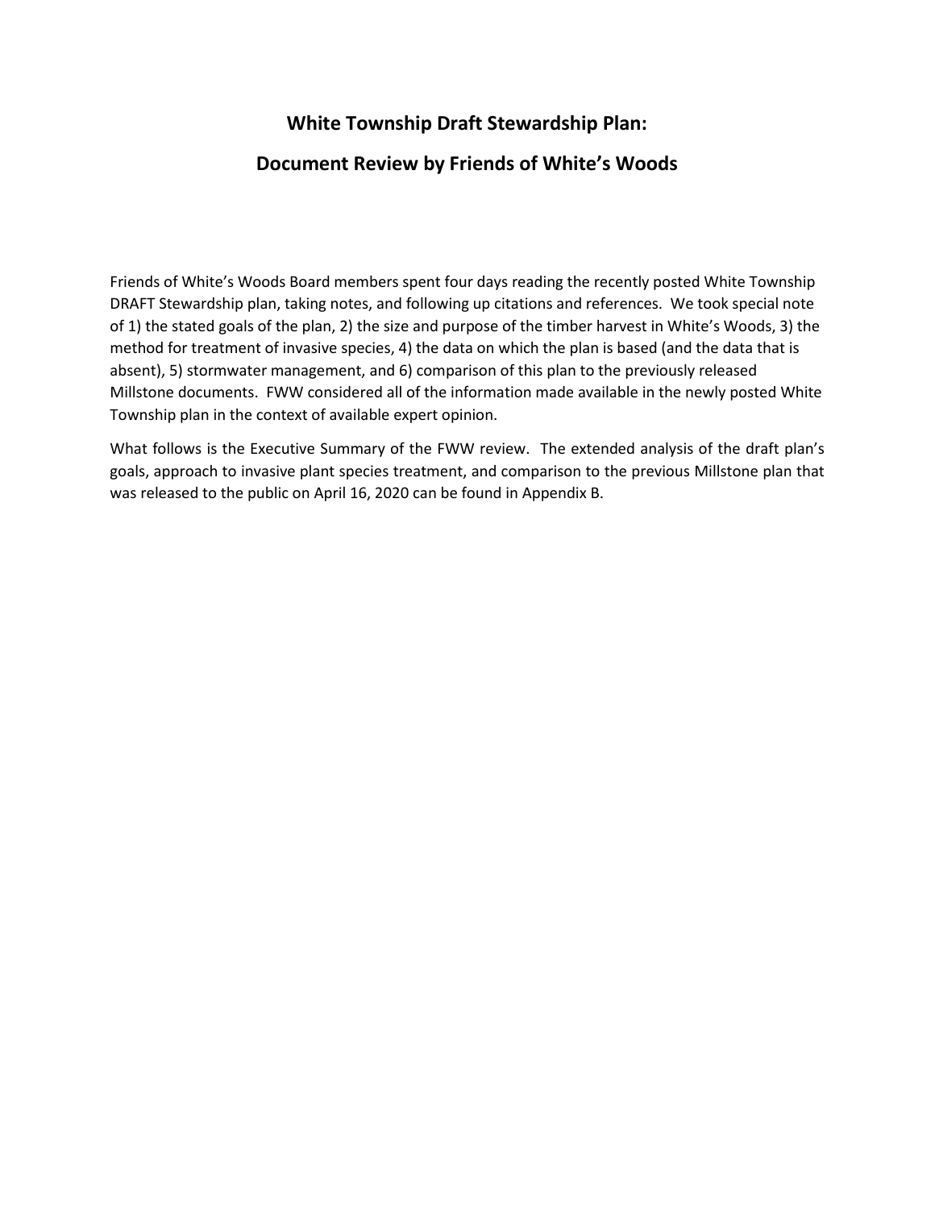# White Township Draft Stewardship Plan:

# Document Review by Friends of White's Woods

Friends of White's Woods Board members spent four days reading the recently posted White Township DRAFT Stewardship plan, taking notes, and following up citations and references. We took special note of 1) the stated goals of the plan, 2) the size and purpose of the timber harvest in White's Woods, 3) the method for treatment of invasive species, 4) the data on which the plan is based (and the data that is absent), 5) stormwater management, and 6) comparison of this plan to the previously released Millstone documents. FWW considered all of the information made available in the newly posted White Township plan in the context of available expert opinion.

What follows is the Executive Summary of the FWW review. The extended analysis of the draft plan's goals, approach to invasive plant species treatment, and comparison to the previous Millstone plan that was released to the public on April 16, 2020 can be found in Appendix B.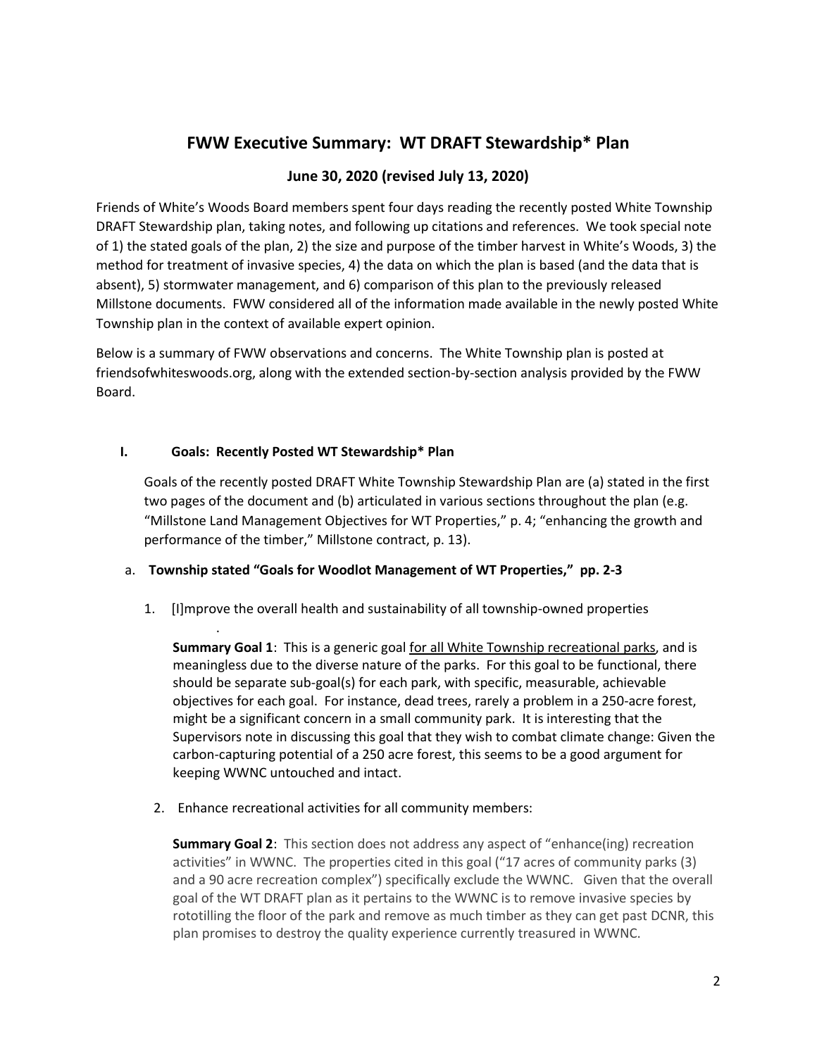# FWW Executive Summary: WT DRAFT Stewardship* Plan

## June 30, 2020 (revised July 13, 2020)

Friends of White's Woods Board members spent four days reading the recently posted White Township DRAFT Stewardship plan, taking notes, and following up citations and references. We took special note of 1) the stated goals of the plan, 2) the size and purpose of the timber harvest in White's Woods, 3) the method for treatment of invasive species, 4) the data on which the plan is based (and the data that is absent), 5) stormwater management, and 6) comparison of this plan to the previously released Millstone documents. FWW considered all of the information made available in the newly posted White Township plan in the context of available expert opinion.

Below is a summary of FWW observations and concerns. The White Township plan is posted at friendsofwhiteswoods.org, along with the extended section-by-section analysis provided by the FWW Board.

### I. Goals: Recently Posted WT Stewardship* Plan

Goals of the recently posted DRAFT White Township Stewardship Plan are (a) stated in the first two pages of the document and (b) articulated in various sections throughout the plan (e.g. "Millstone Land Management Objectives for WT Properties," p. 4; "enhancing the growth and performance of the timber," Millstone contract, p. 13).

a. **Township stated "Goals for Woodlot Management of WT Properties," pp. 2-3**

1. [I]mprove the overall health and sustainability of all township-owned properties
.

   **Summary Goal 1**: This is a generic goal <u>for all White Township recreational parks</u>, and is meaningless due to the diverse nature of the parks. For this goal to be functional, there should be separate sub-goal(s) for each park, with specific, measurable, achievable objectives for each goal. For instance, dead trees, rarely a problem in a 250-acre forest, might be a significant concern in a small community park. It is interesting that the Supervisors note in discussing this goal that they wish to combat climate change: Given the carbon-capturing potential of a 250 acre forest, this seems to be a good argument for keeping WWNC untouched and intact.

2. Enhance recreational activities for all community members:

   **Summary Goal 2**: This section does not address any aspect of "enhance(ing) recreation activities" in WWNC. The properties cited in this goal ("17 acres of community parks (3) and a 90 acre recreation complex") specifically exclude the WWNC. Given that the overall goal of the WT DRAFT plan as it pertains to the WWNC is to remove invasive species by rototilling the floor of the park and remove as much timber as they can get past DCNR, this plan promises to destroy the quality experience currently treasured in WWNC.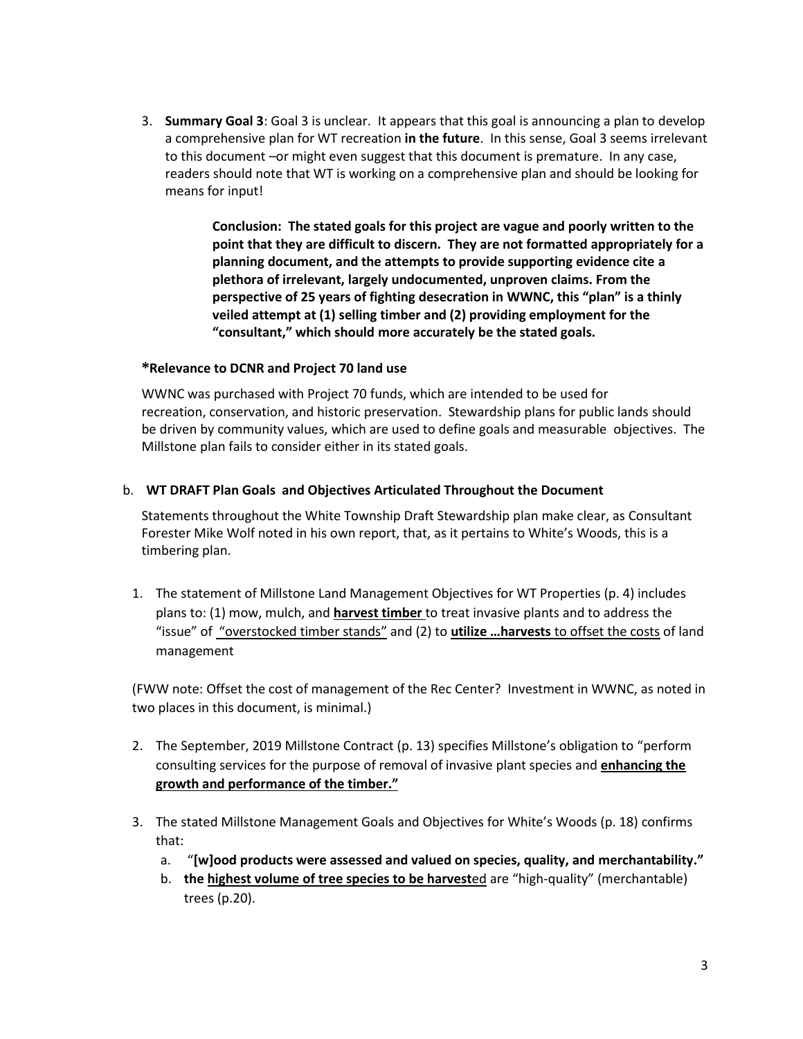3. **Summary Goal 3**: Goal 3 is unclear. It appears that this goal is announcing a plan to develop a comprehensive plan for WT recreation **in the future**. In this sense, Goal 3 seems irrelevant to this document –or might even suggest that this document is premature. In any case, readers should note that WT is working on a comprehensive plan and should be looking for means for input!

> **Conclusion: The stated goals for this project are vague and poorly written to the point that they are difficult to discern. They are not formatted appropriately for a planning document, and the attempts to provide supporting evidence cite a plethora of irrelevant, largely undocumented, unproven claims. From the perspective of 25 years of fighting desecration in WWNC, this "plan" is a thinly veiled attempt at (1) selling timber and (2) providing employment for the "consultant," which should more accurately be the stated goals.**

**\*Relevance to DCNR and Project 70 land use**

WWNC was purchased with Project 70 funds, which are intended to be used for recreation, conservation, and historic preservation. Stewardship plans for public lands should be driven by community values, which are used to define goals and measurable objectives. The Millstone plan fails to consider either in its stated goals.

b. **WT DRAFT Plan Goals and Objectives Articulated Throughout the Document**

Statements throughout the White Township Draft Stewardship plan make clear, as Consultant Forester Mike Wolf noted in his own report, that, as it pertains to White's Woods, this is a timbering plan.

1. The statement of Millstone Land Management Objectives for WT Properties (p. 4) includes plans to: (1) mow, mulch, and <u>**harvest timber**</u> to treat invasive plants and to address the "issue" of <u>"overstocked timber stands"</u> and (2) to <u>**utilize …harvests** to offset the costs</u> of land management

(FWW note: Offset the cost of management of the Rec Center? Investment in WWNC, as noted in two places in this document, is minimal.)

2. The September, 2019 Millstone Contract (p. 13) specifies Millstone's obligation to "perform consulting services for the purpose of removal of invasive plant species and <u>**enhancing the growth and performance of the timber."**</u>

3. The stated Millstone Management Goals and Objectives for White's Woods (p. 18) confirms that:
   a. "**[w]ood products were assessed and valued on species, quality, and merchantability."**
   b. **the <u>highest volume of tree species to be harvest</u>**<u>ed</u> are "high-quality" (merchantable) trees (p.20).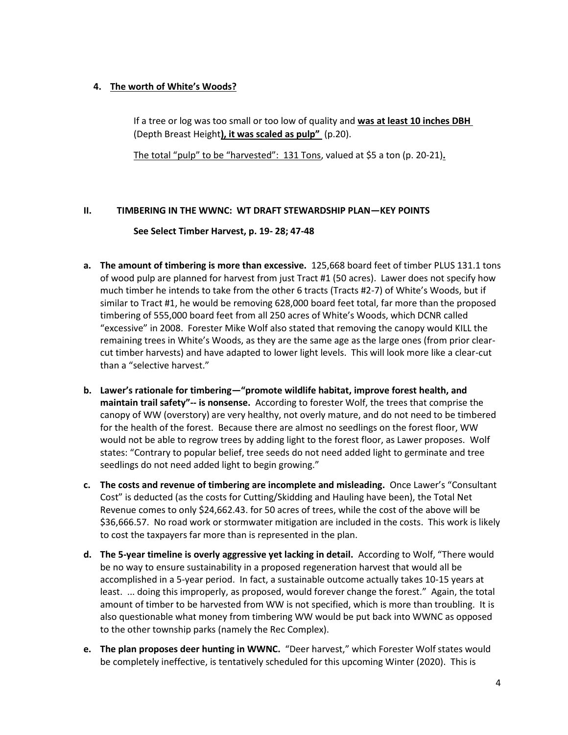4. **<u>The worth of White's Woods?</u>**

If a tree or log was too small or too low of quality and **<u>was at least 10 inches DBH</u>** (Depth Breast Height**<u>), it was scaled as pulp"</u>** (p.20).

<u>The total "pulp" to be "harvested": 131 Tons</u>, valued at $5 a ton (p. 20-21)**.**

## II. TIMBERING IN THE WWNC: WT DRAFT STEWARDSHIP PLAN—KEY POINTS

**See Select Timber Harvest, p. 19- 28; 47-48**

a. **The amount of timbering is more than excessive.** 125,668 board feet of timber PLUS 131.1 tons of wood pulp are planned for harvest from just Tract #1 (50 acres). Lawer does not specify how much timber he intends to take from the other 6 tracts (Tracts #2-7) of White's Woods, but if similar to Tract #1, he would be removing 628,000 board feet total, far more than the proposed timbering of 555,000 board feet from all 250 acres of White's Woods, which DCNR called "excessive" in 2008. Forester Mike Wolf also stated that removing the canopy would KILL the remaining trees in White's Woods, as they are the same age as the large ones (from prior clear-cut timber harvests) and have adapted to lower light levels. This will look more like a clear-cut than a "selective harvest."

b. **Lawer's rationale for timbering—"promote wildlife habitat, improve forest health, and maintain trail safety"-- is nonsense.** According to forester Wolf, the trees that comprise the canopy of WW (overstory) are very healthy, not overly mature, and do not need to be timbered for the health of the forest. Because there are almost no seedlings on the forest floor, WW would not be able to regrow trees by adding light to the forest floor, as Lawer proposes. Wolf states: "Contrary to popular belief, tree seeds do not need added light to germinate and tree seedlings do not need added light to begin growing."

c. **The costs and revenue of timbering are incomplete and misleading.** Once Lawer's "Consultant Cost" is deducted (as the costs for Cutting/Skidding and Hauling have been), the Total Net Revenue comes to only $24,662.43. for 50 acres of trees, while the cost of the above will be $36,666.57. No road work or stormwater mitigation are included in the costs. This work is likely to cost the taxpayers far more than is represented in the plan.

d. **The 5-year timeline is overly aggressive yet lacking in detail.** According to Wolf, "There would be no way to ensure sustainability in a proposed regeneration harvest that would all be accomplished in a 5-year period. In fact, a sustainable outcome actually takes 10-15 years at least. ... doing this improperly, as proposed, would forever change the forest." Again, the total amount of timber to be harvested from WW is not specified, which is more than troubling. It is also questionable what money from timbering WW would be put back into WWNC as opposed to the other township parks (namely the Rec Complex).

e. **The plan proposes deer hunting in WWNC.** "Deer harvest," which Forester Wolf states would be completely ineffective, is tentatively scheduled for this upcoming Winter (2020). This is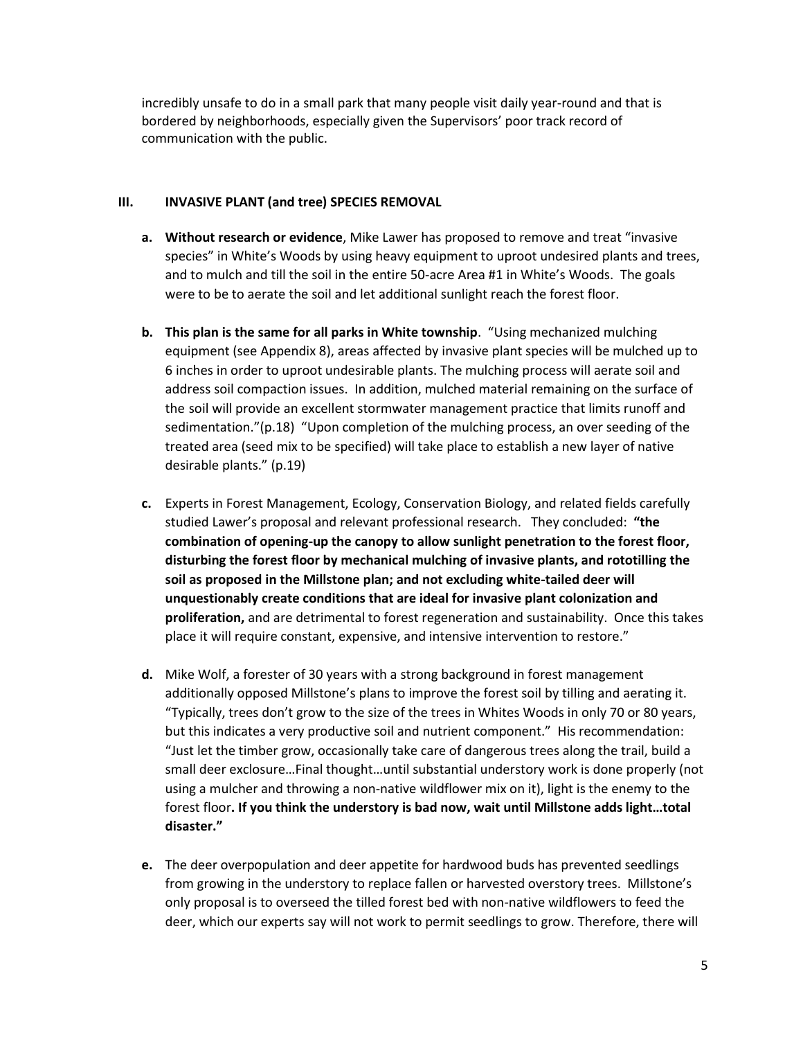incredibly unsafe to do in a small park that many people visit daily year-round and that is bordered by neighborhoods, especially given the Supervisors' poor track record of communication with the public.

### III. INVASIVE PLANT (and tree) SPECIES REMOVAL

**a. Without research or evidence**, Mike Lawer has proposed to remove and treat "invasive species" in White's Woods by using heavy equipment to uproot undesired plants and trees, and to mulch and till the soil in the entire 50-acre Area #1 in White's Woods. The goals were to be to aerate the soil and let additional sunlight reach the forest floor.

**b. This plan is the same for all parks in White township**. "Using mechanized mulching equipment (see Appendix 8), areas affected by invasive plant species will be mulched up to 6 inches in order to uproot undesirable plants. The mulching process will aerate soil and address soil compaction issues. In addition, mulched material remaining on the surface of the soil will provide an excellent stormwater management practice that limits runoff and sedimentation."(p.18) "Upon completion of the mulching process, an over seeding of the treated area (seed mix to be specified) will take place to establish a new layer of native desirable plants." (p.19)

**c.** Experts in Forest Management, Ecology, Conservation Biology, and related fields carefully studied Lawer's proposal and relevant professional research. They concluded: **"the combination of opening-up the canopy to allow sunlight penetration to the forest floor, disturbing the forest floor by mechanical mulching of invasive plants, and rototilling the soil as proposed in the Millstone plan; and not excluding white-tailed deer will unquestionably create conditions that are ideal for invasive plant colonization and proliferation,** and are detrimental to forest regeneration and sustainability. Once this takes place it will require constant, expensive, and intensive intervention to restore."

**d.** Mike Wolf, a forester of 30 years with a strong background in forest management additionally opposed Millstone's plans to improve the forest soil by tilling and aerating it. "Typically, trees don't grow to the size of the trees in Whites Woods in only 70 or 80 years, but this indicates a very productive soil and nutrient component." His recommendation: "Just let the timber grow, occasionally take care of dangerous trees along the trail, build a small deer exclosure…Final thought…until substantial understory work is done properly (not using a mulcher and throwing a non-native wildflower mix on it), light is the enemy to the forest floor**. If you think the understory is bad now, wait until Millstone adds light…total disaster."**

**e.** The deer overpopulation and deer appetite for hardwood buds has prevented seedlings from growing in the understory to replace fallen or harvested overstory trees. Millstone's only proposal is to overseed the tilled forest bed with non-native wildflowers to feed the deer, which our experts say will not work to permit seedlings to grow. Therefore, there will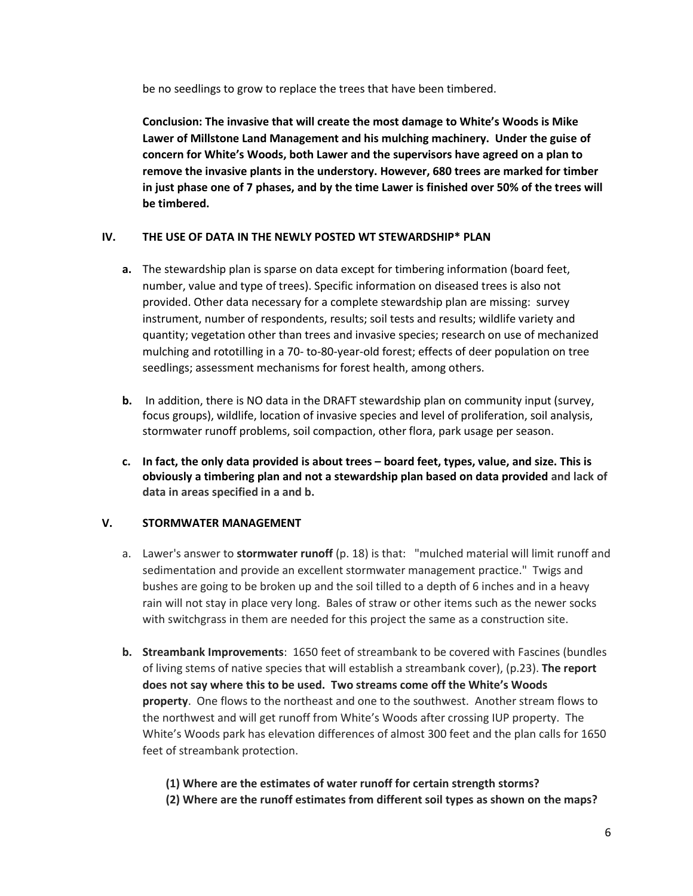be no seedlings to grow to replace the trees that have been timbered.

**Conclusion: The invasive that will create the most damage to White's Woods is Mike Lawer of Millstone Land Management and his mulching machinery. Under the guise of concern for White's Woods, both Lawer and the supervisors have agreed on a plan to remove the invasive plants in the understory. However, 680 trees are marked for timber in just phase one of 7 phases, and by the time Lawer is finished over 50% of the trees will be timbered.**

## IV. THE USE OF DATA IN THE NEWLY POSTED WT STEWARDSHIP* PLAN

**a.** The stewardship plan is sparse on data except for timbering information (board feet, number, value and type of trees). Specific information on diseased trees is also not provided. Other data necessary for a complete stewardship plan are missing: survey instrument, number of respondents, results; soil tests and results; wildlife variety and quantity; vegetation other than trees and invasive species; research on use of mechanized mulching and rototilling in a 70- to-80-year-old forest; effects of deer population on tree seedlings; assessment mechanisms for forest health, among others.

**b.** In addition, there is NO data in the DRAFT stewardship plan on community input (survey, focus groups), wildlife, location of invasive species and level of proliferation, soil analysis, stormwater runoff problems, soil compaction, other flora, park usage per season.

**c. In fact, the only data provided is about trees – board feet, types, value, and size. This is obviously a timbering plan and not a stewardship plan based on data provided and lack of data in areas specified in a and b.**

## V. STORMWATER MANAGEMENT

a. Lawer's answer to **stormwater runoff** (p. 18) is that: "mulched material will limit runoff and sedimentation and provide an excellent stormwater management practice." Twigs and bushes are going to be broken up and the soil tilled to a depth of 6 inches and in a heavy rain will not stay in place very long. Bales of straw or other items such as the newer socks with switchgrass in them are needed for this project the same as a construction site.

**b. Streambank Improvements**: 1650 feet of streambank to be covered with Fascines (bundles of living stems of native species that will establish a streambank cover), (p.23). **The report does not say where this to be used. Two streams come off the White's Woods property**. One flows to the northeast and one to the southwest. Another stream flows to the northwest and will get runoff from White's Woods after crossing IUP property. The White's Woods park has elevation differences of almost 300 feet and the plan calls for 1650 feet of streambank protection.

**(1) Where are the estimates of water runoff for certain strength storms?**
**(2) Where are the runoff estimates from different soil types as shown on the maps?**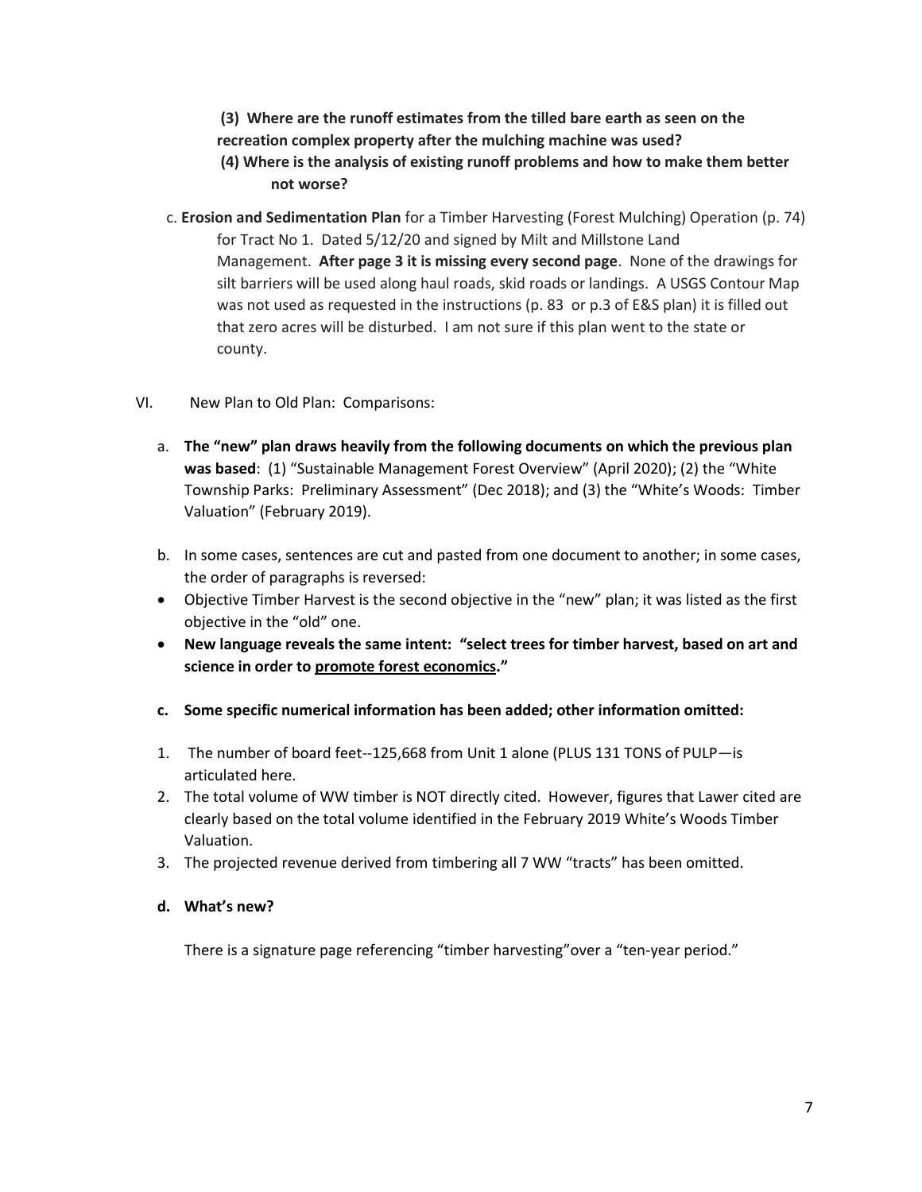**(3) Where are the runoff estimates from the tilled bare earth as seen on the recreation complex property after the mulching machine was used?**

**(4) Where is the analysis of existing runoff problems and how to make them better not worse?**

c. **Erosion and Sedimentation Plan** for a Timber Harvesting (Forest Mulching) Operation (p. 74) for Tract No 1. Dated 5/12/20 and signed by Milt and Millstone Land Management. **After page 3 it is missing every second page**. None of the drawings for silt barriers will be used along haul roads, skid roads or landings. A USGS Contour Map was not used as requested in the instructions (p. 83 or p.3 of E&S plan) it is filled out that zero acres will be disturbed. I am not sure if this plan went to the state or county.

VI. New Plan to Old Plan: Comparisons:

a. **The "new" plan draws heavily from the following documents on which the previous plan was based**: (1) "Sustainable Management Forest Overview" (April 2020); (2) the "White Township Parks: Preliminary Assessment" (Dec 2018); and (3) the "White's Woods: Timber Valuation" (February 2019).

b. In some cases, sentences are cut and pasted from one document to another; in some cases, the order of paragraphs is reversed:

- Objective Timber Harvest is the second objective in the "new" plan; it was listed as the first objective in the "old" one.
- **New language reveals the same intent: "select trees for timber harvest, based on art and science in order to <u>promote forest economics</u>."**

**c. Some specific numerical information has been added; other information omitted:**

1. The number of board feet--125,668 from Unit 1 alone (PLUS 131 TONS of PULP—is articulated here.
2. The total volume of WW timber is NOT directly cited. However, figures that Lawer cited are clearly based on the total volume identified in the February 2019 White's Woods Timber Valuation.
3. The projected revenue derived from timbering all 7 WW "tracts" has been omitted.

**d. What's new?**

There is a signature page referencing "timber harvesting"over a "ten-year period."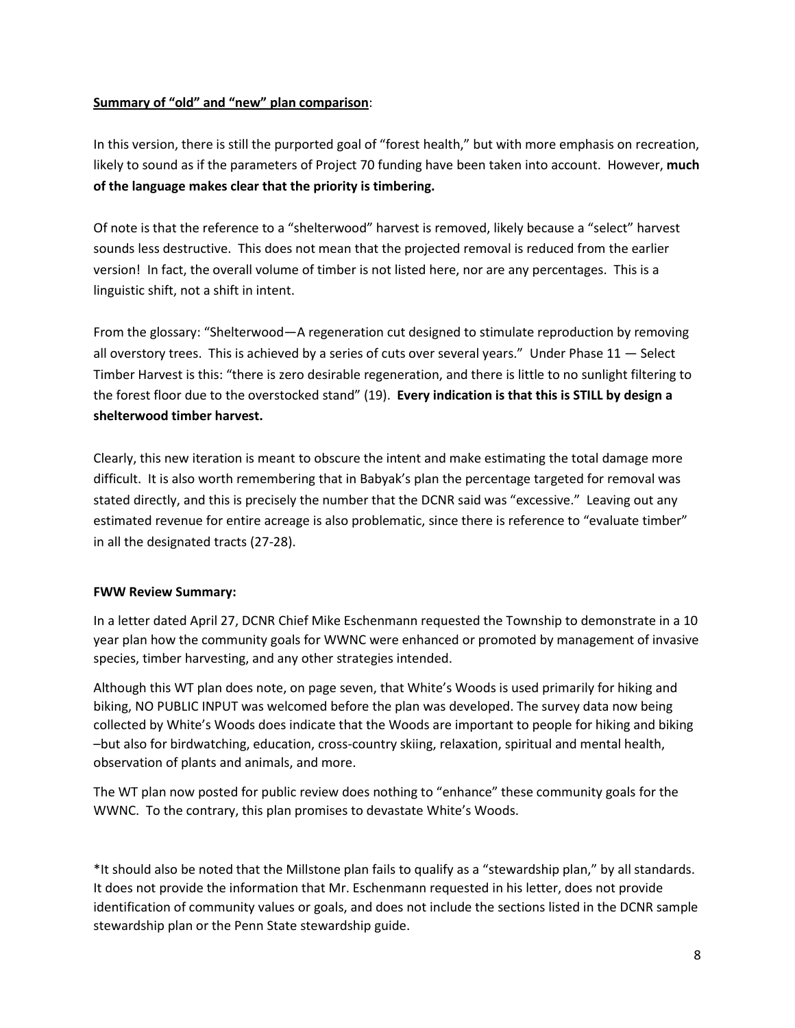**Summary of "old" and "new" plan comparison**:

In this version, there is still the purported goal of "forest health," but with more emphasis on recreation, likely to sound as if the parameters of Project 70 funding have been taken into account. However, **much of the language makes clear that the priority is timbering.**

Of note is that the reference to a "shelterwood" harvest is removed, likely because a "select" harvest sounds less destructive. This does not mean that the projected removal is reduced from the earlier version! In fact, the overall volume of timber is not listed here, nor are any percentages. This is a linguistic shift, not a shift in intent.

From the glossary: "Shelterwood—A regeneration cut designed to stimulate reproduction by removing all overstory trees. This is achieved by a series of cuts over several years." Under Phase 11 — Select Timber Harvest is this: "there is zero desirable regeneration, and there is little to no sunlight filtering to the forest floor due to the overstocked stand" (19). **Every indication is that this is STILL by design a shelterwood timber harvest.**

Clearly, this new iteration is meant to obscure the intent and make estimating the total damage more difficult. It is also worth remembering that in Babyak's plan the percentage targeted for removal was stated directly, and this is precisely the number that the DCNR said was "excessive." Leaving out any estimated revenue for entire acreage is also problematic, since there is reference to "evaluate timber" in all the designated tracts (27-28).

**FWW Review Summary:**

In a letter dated April 27, DCNR Chief Mike Eschenmann requested the Township to demonstrate in a 10 year plan how the community goals for WWNC were enhanced or promoted by management of invasive species, timber harvesting, and any other strategies intended.

Although this WT plan does note, on page seven, that White's Woods is used primarily for hiking and biking, NO PUBLIC INPUT was welcomed before the plan was developed. The survey data now being collected by White's Woods does indicate that the Woods are important to people for hiking and biking –but also for birdwatching, education, cross-country skiing, relaxation, spiritual and mental health, observation of plants and animals, and more.

The WT plan now posted for public review does nothing to "enhance" these community goals for the WWNC. To the contrary, this plan promises to devastate White's Woods.

*It should also be noted that the Millstone plan fails to qualify as a "stewardship plan," by all standards. It does not provide the information that Mr. Eschenmann requested in his letter, does not provide identification of community values or goals, and does not include the sections listed in the DCNR sample stewardship plan or the Penn State stewardship guide.